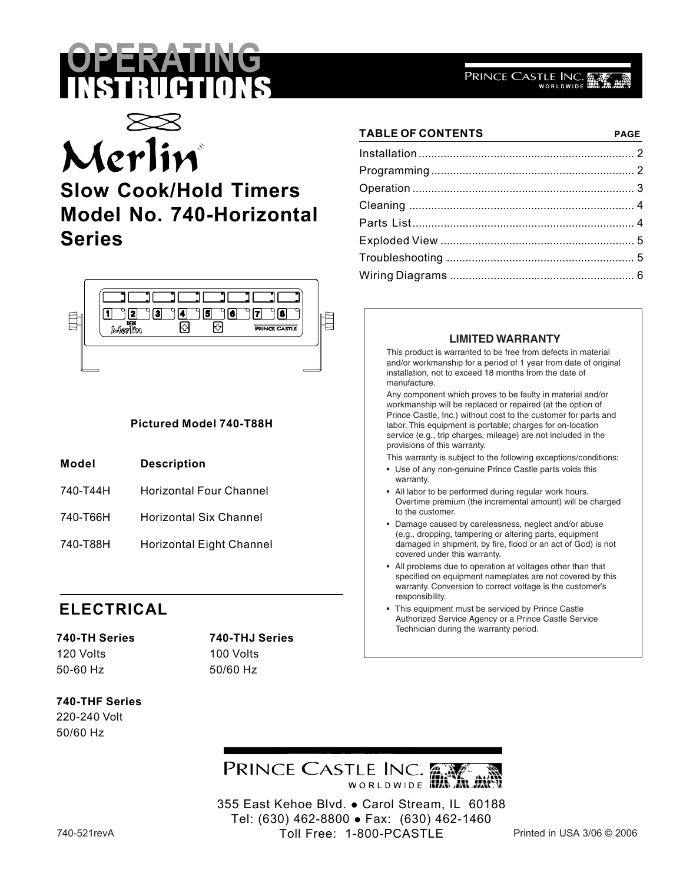# OPERATING INSTRUCTIONS

PRINCE CASTLE INC. WORLDWIDE

Merlin®

## Slow Cook/Hold Timers Model No. 740-Horizontal Series

**Pictured Model 740-T88H**

| Model | Description |
|---|---|
| 740-T44H | Horizontal Four Channel |
| 740-T66H | Horizontal Six Channel |
| 740-T88H | Horizontal Eight Channel |

## ELECTRICAL

**740-TH Series**
120 Volts
50-60 Hz

**740-THJ Series**
100 Volts
50/60 Hz

**740-THF Series**
220-240 Volt
50/60 Hz

### TABLE OF CONTENTS

| | PAGE |
|---|---|
| Installation | 2 |
| Programming | 2 |
| Operation | 3 |
| Cleaning | 4 |
| Parts List | 4 |
| Exploded View | 5 |
| Troubleshooting | 5 |
| Wiring Diagrams | 6 |

### LIMITED WARRANTY

This product is warranted to be free from defects in material and/or workmanship for a period of 1 year from date of original installation, not to exceed 18 months from the date of manufacture.

Any component which proves to be faulty in material and/or workmanship will be replaced or repaired (at the option of Prince Castle, Inc.) without cost to the customer for parts and labor. This equipment is portable; charges for on-location service (e.g., trip charges, mileage) are not included in the provisions of this warranty.

This warranty is subject to the following exceptions/conditions:

- Use of any non-genuine Prince Castle parts voids this warranty.
- All labor to be performed during regular work hours. Overtime premium (the incremental amount) will be charged to the customer.
- Damage caused by carelessness, neglect and/or abuse (e.g., dropping, tampering or altering parts, equipment damaged in shipment, by fire, flood or an act of God) is not covered under this warranty.
- All problems due to operation at voltages other than that specified on equipment nameplates are not covered by this warranty. Conversion to correct voltage is the customer's responsibility.
- This equipment must be serviced by Prince Castle Authorized Service Agency or a Prince Castle Service Technician during the warranty period.

PRINCE CASTLE INC. WORLDWIDE

355 East Kehoe Blvd. ● Carol Stream, IL 60188
Tel: (630) 462-8800 ● Fax: (630) 462-1460
Toll Free: 1-800-PCASTLE

740-521revA

Printed in USA 3/06 © 2006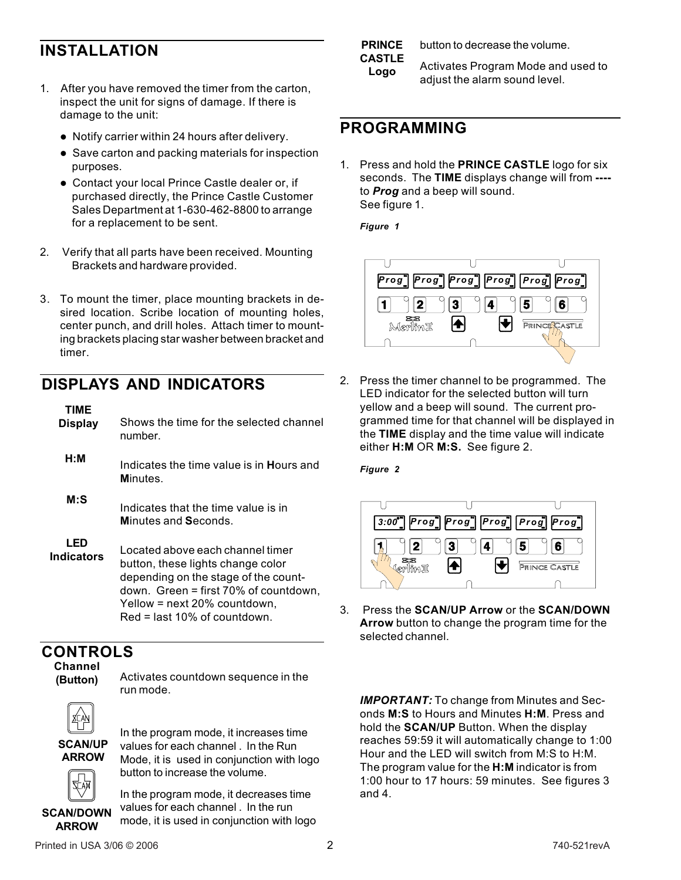## INSTALLATION

1. After you have removed the timer from the carton, inspect the unit for signs of damage. If there is damage to the unit:
   - Notify carrier within 24 hours after delivery.
   - Save carton and packing materials for inspection purposes.
   - Contact your local Prince Castle dealer or, if purchased directly, the Prince Castle Customer Sales Department at 1-630-462-8800 to arrange for a replacement to be sent.

2. Verify that all parts have been received. Mounting Brackets and hardware provided.

3. To mount the timer, place mounting brackets in desired location. Scribe location of mounting holes, center punch, and drill holes. Attach timer to mounting brackets placing star washer between bracket and timer.

## DISPLAYS AND INDICATORS

| | |
|---|---|
| **TIME Display** | Shows the time for the selected channel number. |
| **H:M** | Indicates the time value is in **H**ours and **M**inutes. |
| **M:S** | Indicates that the time value is in **M**inutes and **S**econds. |
| **LED Indicators** | Located above each channel timer button, these lights change color depending on the stage of the countdown. Green = first 70% of countdown, Yellow = next 20% countdown, Red = last 10% of countdown. |

## CONTROLS

| | |
|---|---|
| **Channel (Button)** | Activates countdown sequence in the run mode. |
| **SCAN/UP ARROW** | In the program mode, it increases time values for each channel . In the Run Mode, it is used in conjunction with logo button to increase the volume. |
| **SCAN/DOWN ARROW** | In the program mode, it decreases time values for each channel . In the run mode, it is used in conjunction with logo button to decrease the volume. |
| **PRINCE CASTLE Logo** | Activates Program Mode and used to adjust the alarm sound level. |

## PROGRAMMING

1. Press and hold the **PRINCE CASTLE** logo for six seconds. The **TIME** displays change will from **----** to ***Prog*** and a beep will sound. See figure 1.

*Figure 1*

2. Press the timer channel to be programmed. The LED indicator for the selected button will turn yellow and a beep will sound. The current programmed time for that channel will be displayed in the **TIME** display and the time value will indicate either **H:M** OR **M:S.** See figure 2.

*Figure 2*

3. Press the **SCAN/UP Arrow** or the **SCAN/DOWN Arrow** button to change the program time for the selected channel.

***IMPORTANT:*** To change from Minutes and Seconds **M:S** to Hours and Minutes **H:M**. Press and hold the **SCAN/UP** Button. When the display reaches 59:59 it will automatically change to 1:00 Hour and the LED will switch from M:S to H:M. The program value for the **H:M** indicator is from 1:00 hour to 17 hours: 59 minutes. See figures 3 and 4.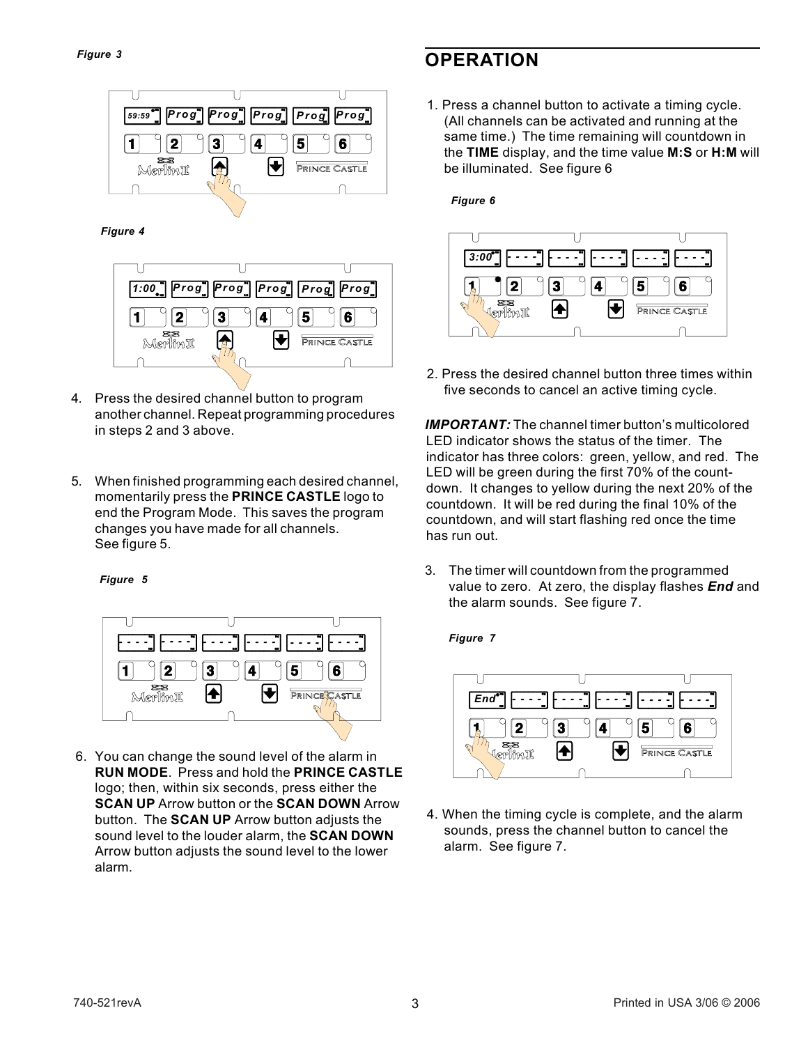*Figure 3*

*Figure 4*

4. Press the desired channel button to program another channel. Repeat programming procedures in steps 2 and 3 above.

5. When finished programming each desired channel, momentarily press the **PRINCE CASTLE** logo to end the Program Mode. This saves the program changes you have made for all channels. See figure 5.

*Figure 5*

6. You can change the sound level of the alarm in **RUN MODE**. Press and hold the **PRINCE CASTLE** logo; then, within six seconds, press either the **SCAN UP** Arrow button or the **SCAN DOWN** Arrow button. The **SCAN UP** Arrow button adjusts the sound level to the louder alarm, the **SCAN DOWN** Arrow button adjusts the sound level to the lower alarm.

## OPERATION

1. Press a channel button to activate a timing cycle. (All channels can be activated and running at the same time.) The time remaining will countdown in the **TIME** display, and the time value **M:S** or **H:M** will be illuminated. See figure 6

*Figure 6*

2. Press the desired channel button three times within five seconds to cancel an active timing cycle.

***IMPORTANT:*** The channel timer button's multicolored LED indicator shows the status of the timer. The indicator has three colors: green, yellow, and red. The LED will be green during the first 70% of the count-down. It changes to yellow during the next 20% of the countdown. It will be red during the final 10% of the countdown, and will start flashing red once the time has run out.

3. The timer will countdown from the programmed value to zero. At zero, the display flashes ***End*** and the alarm sounds. See figure 7.

*Figure 7*

4. When the timing cycle is complete, and the alarm sounds, press the channel button to cancel the alarm. See figure 7.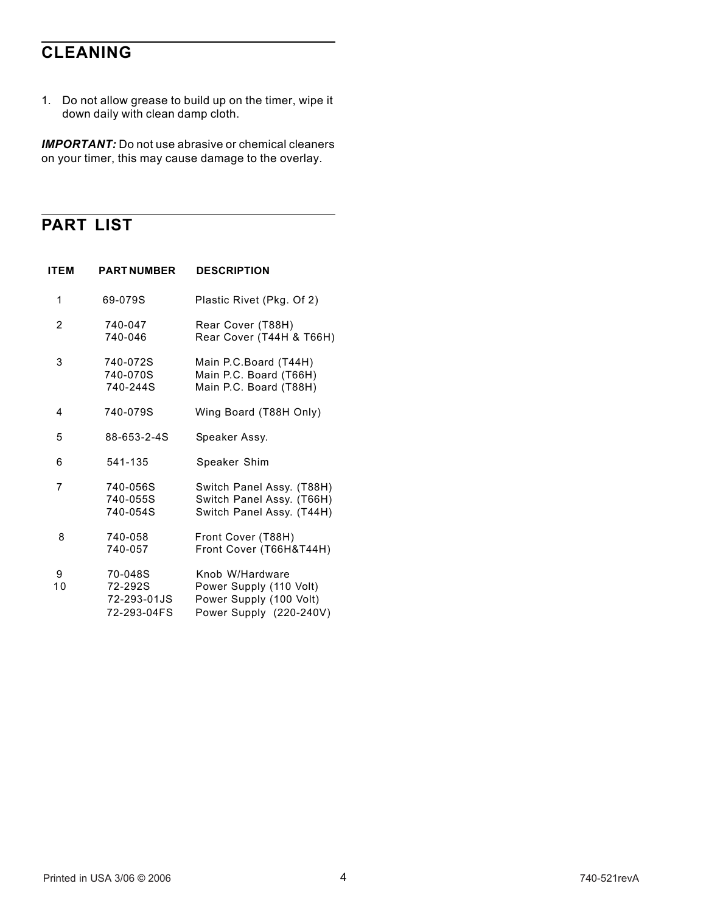## CLEANING

1. Do not allow grease to build up on the timer, wipe it down daily with clean damp cloth.

***IMPORTANT:*** Do not use abrasive or chemical cleaners on your timer, this may cause damage to the overlay.

## PART LIST

| ITEM | PART NUMBER | DESCRIPTION |
|---|---|---|
| 1 | 69-079S | Plastic Rivet (Pkg. Of 2) |
| 2 | 740-047 | Rear Cover (T88H) |
| | 740-046 | Rear Cover (T44H & T66H) |
| 3 | 740-072S | Main P.C.Board (T44H) |
| | 740-070S | Main P.C. Board (T66H) |
| | 740-244S | Main P.C. Board (T88H) |
| 4 | 740-079S | Wing Board (T88H Only) |
| 5 | 88-653-2-4S | Speaker Assy. |
| 6 | 541-135 | Speaker Shim |
| 7 | 740-056S | Switch Panel Assy. (T88H) |
| | 740-055S | Switch Panel Assy. (T66H) |
| | 740-054S | Switch Panel Assy. (T44H) |
| 8 | 740-058 | Front Cover (T88H) |
| | 740-057 | Front Cover (T66H&T44H) |
| 9 | 70-048S | Knob W/Hardware |
| 10 | 72-292S | Power Supply (110 Volt) |
| | 72-293-01JS | Power Supply (100 Volt) |
| | 72-293-04FS | Power Supply (220-240V) |

Printed in USA 3/06 © 2006

740-521revA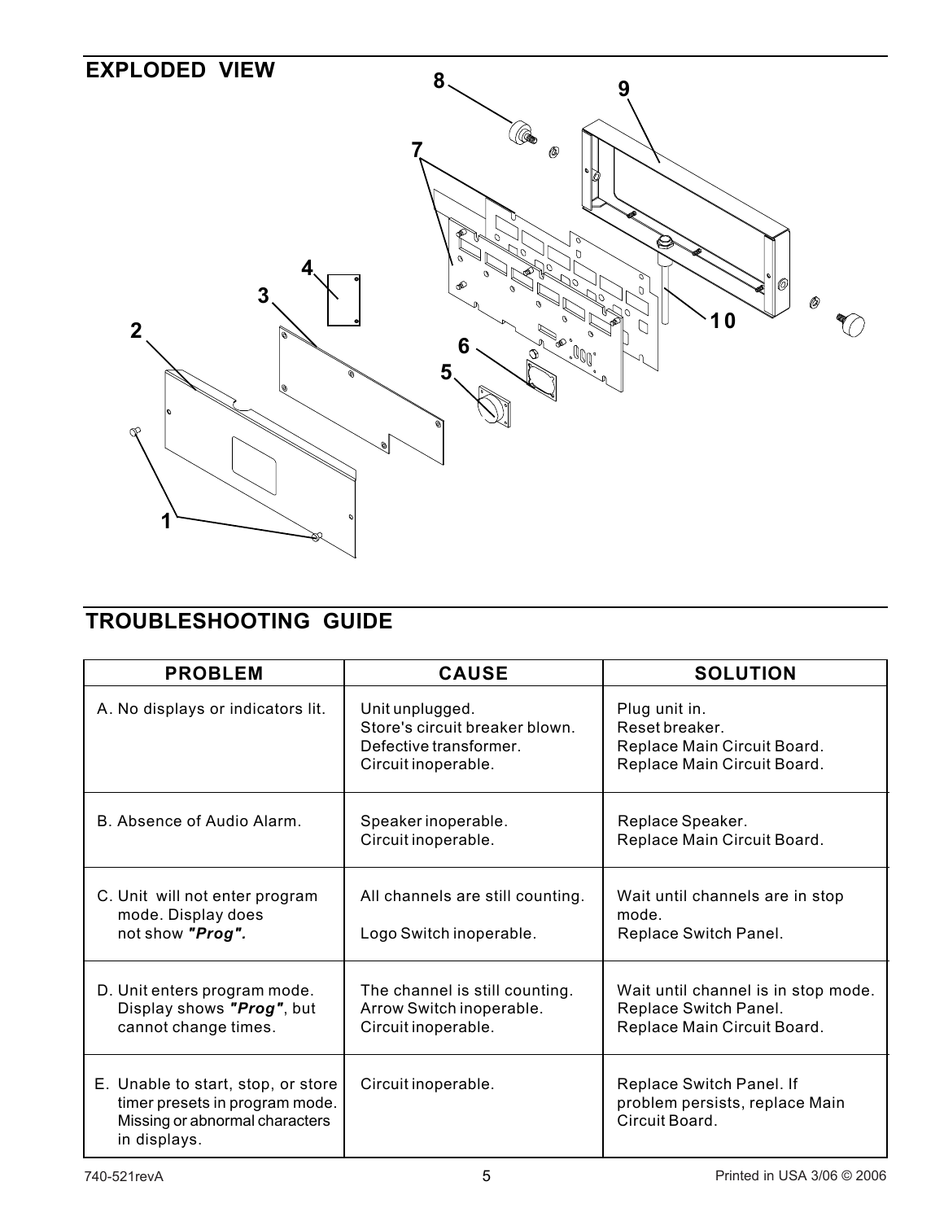## EXPLODED VIEW

## TROUBLESHOOTING GUIDE

| PROBLEM | CAUSE | SOLUTION |
|---|---|---|
| A. No displays or indicators lit. | Unit unplugged.<br>Store's circuit breaker blown.<br>Defective transformer.<br>Circuit inoperable. | Plug unit in.<br>Reset breaker.<br>Replace Main Circuit Board.<br>Replace Main Circuit Board. |
| B. Absence of Audio Alarm. | Speaker inoperable.<br>Circuit inoperable. | Replace Speaker.<br>Replace Main Circuit Board. |
| C. Unit will not enter program mode. Display does not show ***"Prog".*** | All channels are still counting.<br><br>Logo Switch inoperable. | Wait until channels are in stop mode.<br>Replace Switch Panel. |
| D. Unit enters program mode. Display shows ***"Prog"***, but cannot change times. | The channel is still counting.<br>Arrow Switch inoperable.<br>Circuit inoperable. | Wait until channel is in stop mode.<br>Replace Switch Panel.<br>Replace Main Circuit Board. |
| E. Unable to start, stop, or store timer presets in program mode. Missing or abnormal characters in displays. | Circuit inoperable. | Replace Switch Panel. If problem persists, replace Main Circuit Board. |

740-521revA

Printed in USA 3/06 © 2006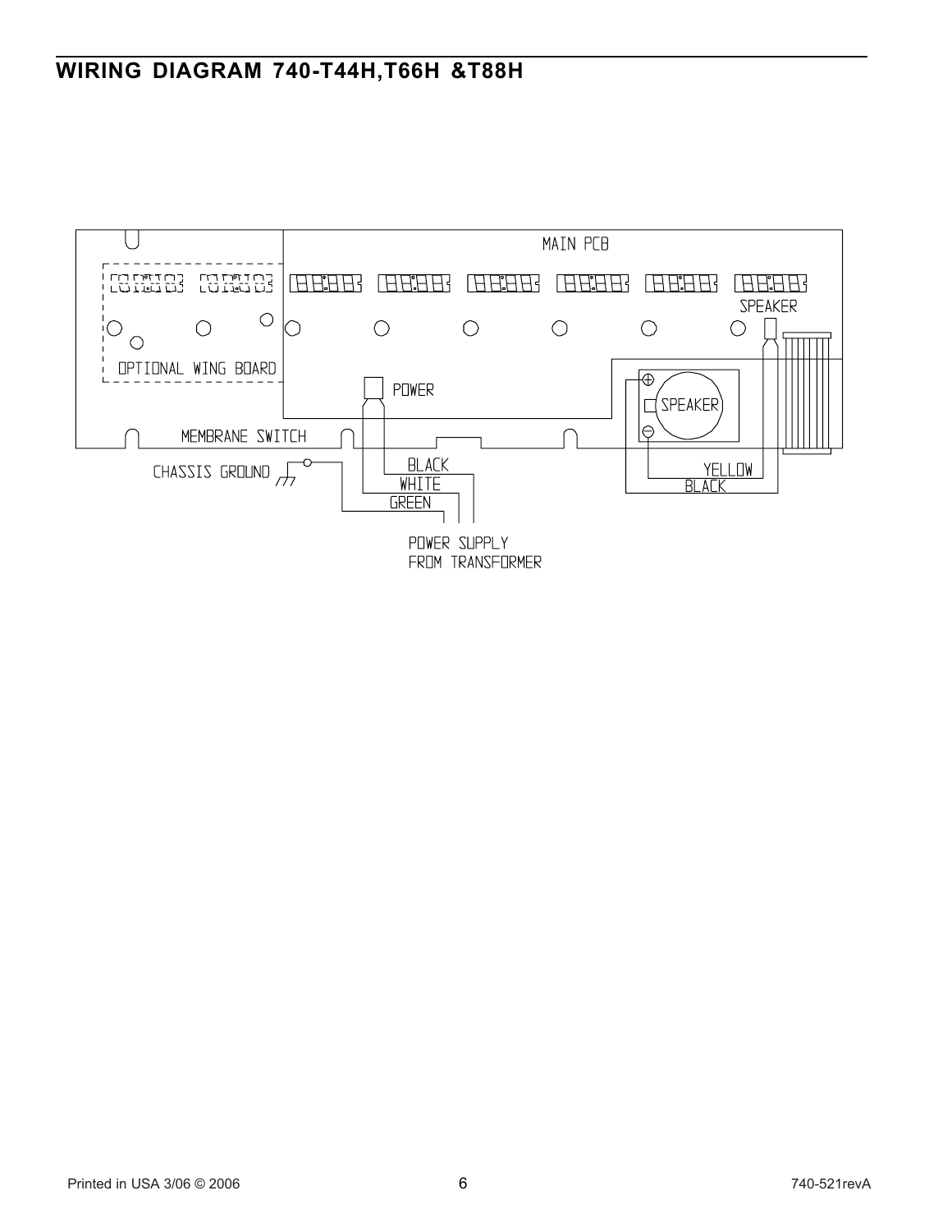## WIRING DIAGRAM 740-T44H,T66H &T88H

MAIN PCB

SPEAKER

OPTIONAL WING BOARD

POWER

SPEAKER

MEMBRANE SWITCH

CHASSIS GROUND

BLACK

WHITE

GREEN

YELLOW

BLACK

POWER SUPPLY
FROM TRANSFORMER

Printed in USA 3/06 © 2006

740-521revA